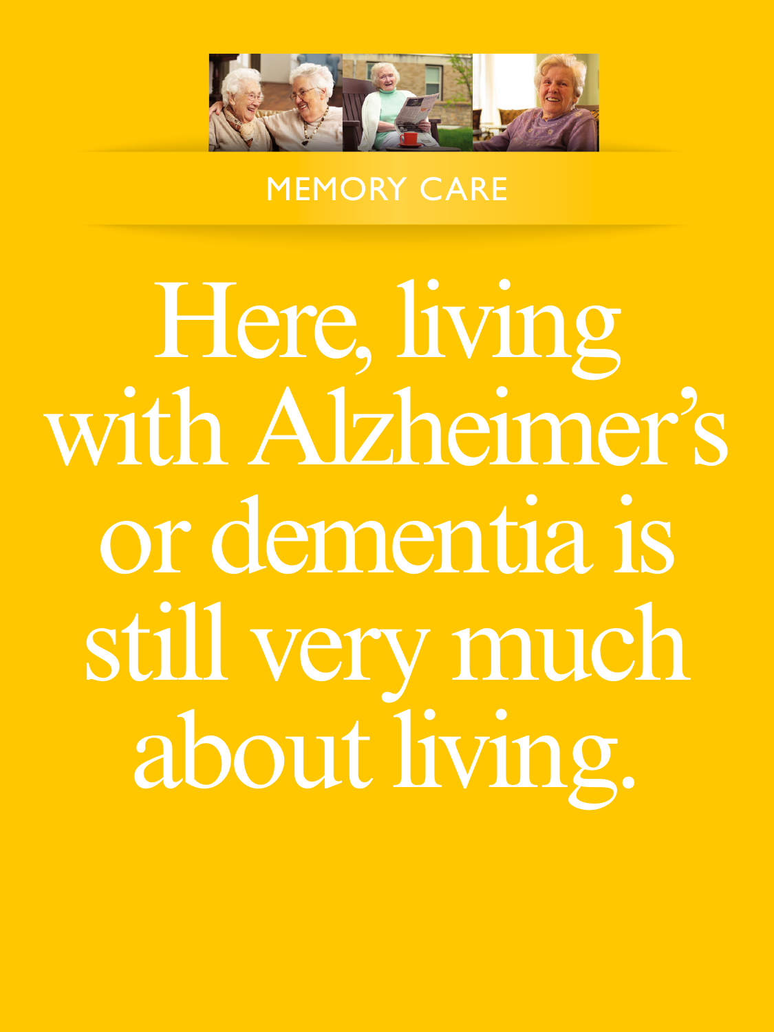MEMORY CARE

# Here, living with Alzheimer's or dementia is still very much about living.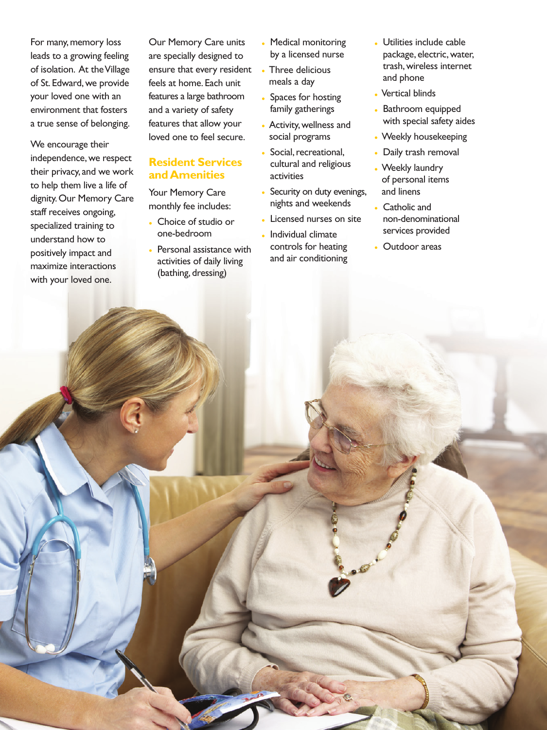For many, memory loss leads to a growing feeling of isolation. At the Village of St. Edward, we provide your loved one with an environment that fosters a true sense of belonging.

We encourage their independence, we respect their privacy, and we work to help them live a life of dignity. Our Memory Care staff receives ongoing, specialized training to understand how to positively impact and maximize interactions with your loved one.

Our Memory Care units are specially designed to ensure that every resident feels at home. Each unit features a large bathroom and a variety of safety features that allow your loved one to feel secure.

## Resident Services and Amenities

Your Memory Care monthly fee includes:

- Choice of studio or one-bedroom
- Personal assistance with activities of daily living (bathing, dressing)
- Medical monitoring by a licensed nurse
- Three delicious meals a day
- Spaces for hosting family gatherings
- Activity, wellness and social programs
- Social, recreational, cultural and religious activities
- Security on duty evenings, nights and weekends
- Licensed nurses on site
- Individual climate controls for heating and air conditioning
- Utilities include cable package, electric, water, trash, wireless internet and phone
- Vertical blinds
- Bathroom equipped with special safety aides
- Weekly housekeeping
- Daily trash removal
- Weekly laundry of personal items and linens
- Catholic and non-denominational services provided
- Outdoor areas